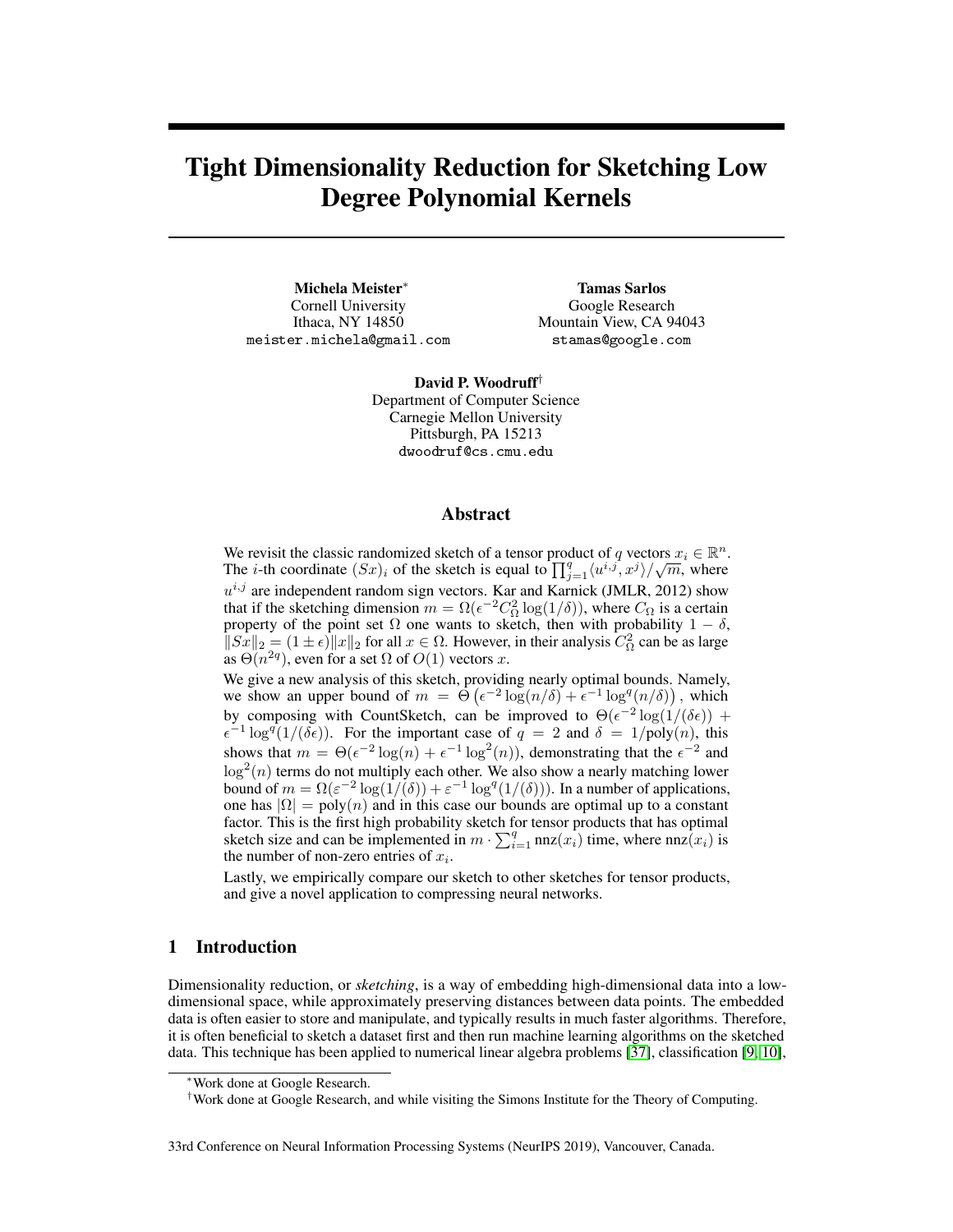# Tight Dimensionality Reduction for Sketching Low Degree Polynomial Kernels

**Michela Meister**[*]
Cornell University
Ithaca, NY 14850
meister.michela@gmail.com

**Tamas Sarlos**
Google Research
Mountain View, CA 94043
stamas@google.com

**David P. Woodruff**[†]
Department of Computer Science
Carnegie Mellon University
Pittsburgh, PA 15213
dwoodruf@cs.cmu.edu

## Abstract

We revisit the classic randomized sketch of a tensor product of $q$ vectors $x_i \in \mathbb{R}^n$. The $i$-th coordinate $(Sx)_i$ of the sketch is equal to $\prod_{j=1}^{q} \langle u^{i,j}, x^j \rangle / \sqrt{m}$, where $u^{i,j}$ are independent random sign vectors. Kar and Karnick (JMLR, 2012) show that if the sketching dimension $m = \Omega(\epsilon^{-2} C_\Omega^2 \log(1/\delta))$, where $C_\Omega$ is a certain property of the point set $\Omega$ one wants to sketch, then with probability $1 - \delta$, $\|Sx\|_2 = (1 \pm \epsilon)\|x\|_2$ for all $x \in \Omega$. However, in their analysis $C_\Omega^2$ can be as large as $\Theta(n^{2q})$, even for a set $\Omega$ of $O(1)$ vectors $x$.

We give a new analysis of this sketch, providing nearly optimal bounds. Namely, we show an upper bound of $m = \Theta\left(\epsilon^{-2} \log(n/\delta) + \epsilon^{-1} \log^q(n/\delta)\right)$, which by composing with CountSketch, can be improved to $\Theta(\epsilon^{-2} \log(1/(\delta\epsilon)) + \epsilon^{-1} \log^q(1/(\delta\epsilon))$. For the important case of $q = 2$ and $\delta = 1/\text{poly}(n)$, this shows that $m = \Theta(\epsilon^{-2} \log(n) + \epsilon^{-1} \log^2(n))$, demonstrating that the $\epsilon^{-2}$ and $\log^2(n)$ terms do not multiply each other. We also show a nearly matching lower bound of $m = \Omega(\varepsilon^{-2} \log(1/(\delta)) + \varepsilon^{-1} \log^q(1/(\delta)))$. In a number of applications, one has $|\Omega| = \text{poly}(n)$ and in this case our bounds are optimal up to a constant factor. This is the first high probability sketch for tensor products that has optimal sketch size and can be implemented in $m \cdot \sum_{i=1}^{q} \text{nnz}(x_i)$ time, where $\text{nnz}(x_i)$ is the number of non-zero entries of $x_i$.

Lastly, we empirically compare our sketch to other sketches for tensor products, and give a novel application to compressing neural networks.

## 1 Introduction

Dimensionality reduction, or *sketching*, is a way of embedding high-dimensional data into a low-dimensional space, while approximately preserving distances between data points. The embedded data is often easier to store and manipulate, and typically results in much faster algorithms. Therefore, it is often beneficial to sketch a dataset first and then run machine learning algorithms on the sketched data. This technique has been applied to numerical linear algebra problems [37], classification [9, 10],

[*] Work done at Google Research.

[†] Work done at Google Research, and while visiting the Simons Institute for the Theory of Computing.

33rd Conference on Neural Information Processing Systems (NeurIPS 2019), Vancouver, Canada.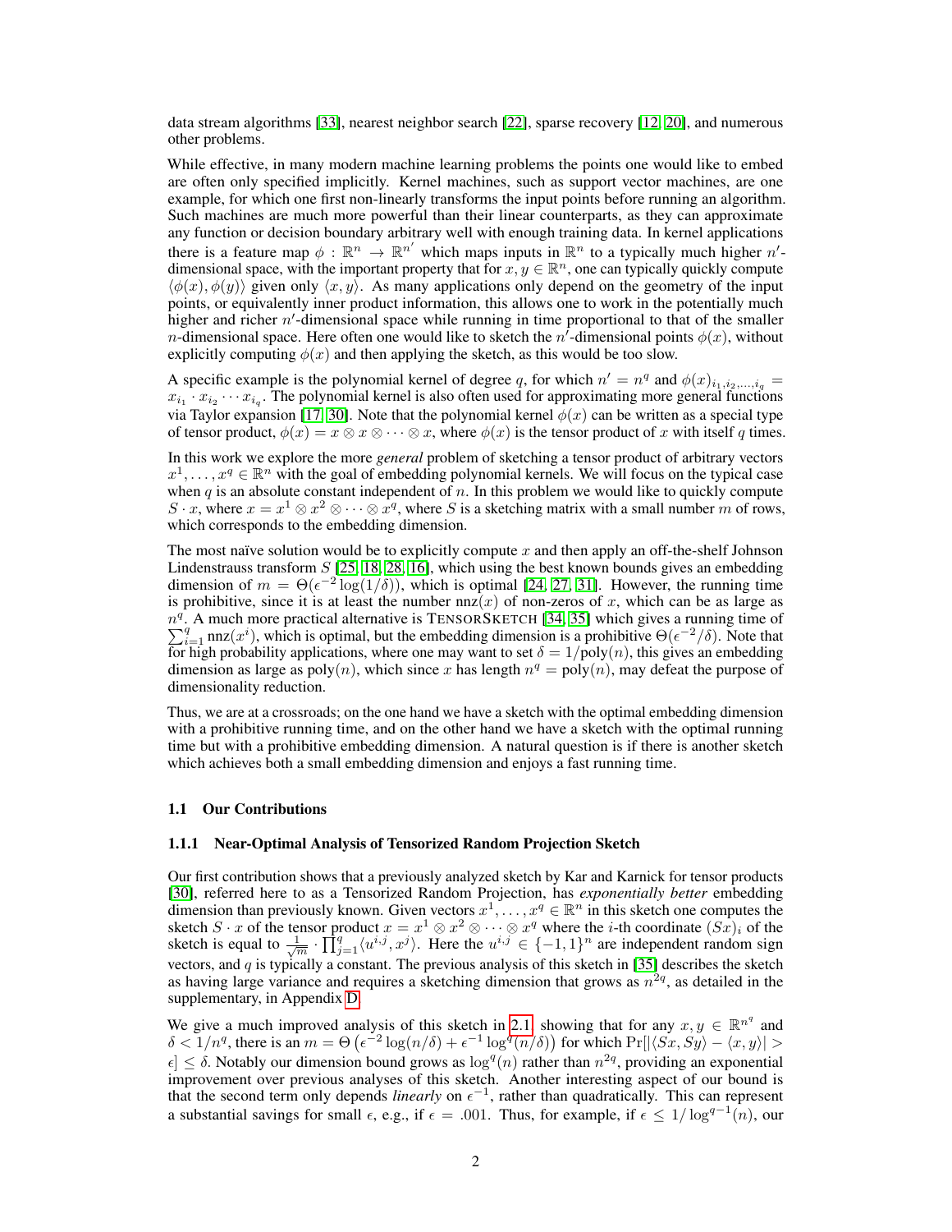data stream algorithms [33], nearest neighbor search [22], sparse recovery [12, 20], and numerous other problems.

While effective, in many modern machine learning problems the points one would like to embed are often only specified implicitly. Kernel machines, such as support vector machines, are one example, for which one first non-linearly transforms the input points before running an algorithm. Such machines are much more powerful than their linear counterparts, as they can approximate any function or decision boundary arbitrary well with enough training data. In kernel applications there is a feature map $\phi : \mathbb{R}^n \to \mathbb{R}^{n'}$ which maps inputs in $\mathbb{R}^n$ to a typically much higher $n'$-dimensional space, with the important property that for $x, y \in \mathbb{R}^n$, one can typically quickly compute $\langle \phi(x), \phi(y) \rangle$ given only $\langle x, y \rangle$. As many applications only depend on the geometry of the input points, or equivalently inner product information, this allows one to work in the potentially much higher and richer $n'$-dimensional space while running in time proportional to that of the smaller $n$-dimensional space. Here often one would like to sketch the $n'$-dimensional points $\phi(x)$, without explicitly computing $\phi(x)$ and then applying the sketch, as this would be too slow.

A specific example is the polynomial kernel of degree $q$, for which $n' = n^q$ and $\phi(x)_{i_1, i_2, \ldots, i_q} = x_{i_1} \cdot x_{i_2} \cdots x_{i_q}$. The polynomial kernel is also often used for approximating more general functions via Taylor expansion [17, 30]. Note that the polynomial kernel $\phi(x)$ can be written as a special type of tensor product, $\phi(x) = x \otimes x \otimes \cdots \otimes x$, where $\phi(x)$ is the tensor product of $x$ with itself $q$ times.

In this work we explore the more *general* problem of sketching a tensor product of arbitrary vectors $x^1, \ldots, x^q \in \mathbb{R}^n$ with the goal of embedding polynomial kernels. We will focus on the typical case when $q$ is an absolute constant independent of $n$. In this problem we would like to quickly compute $S \cdot x$, where $x = x^1 \otimes x^2 \otimes \cdots \otimes x^q$, where $S$ is a sketching matrix with a small number $m$ of rows, which corresponds to the embedding dimension.

The most naïve solution would be to explicitly compute $x$ and then apply an off-the-shelf Johnson Lindenstrauss transform $S$ [25, 18, 28, 16], which using the best known bounds gives an embedding dimension of $m = \Theta(\epsilon^{-2} \log(1/\delta))$, which is optimal [24, 27, 31]. However, the running time is prohibitive, since it is at least the number $\text{nnz}(x)$ of non-zeros of $x$, which can be as large as $n^q$. A much more practical alternative is TensorSketch [34, 35] which gives a running time of $\sum_{i=1}^q \text{nnz}(x^i)$, which is optimal, but the embedding dimension is a prohibitive $\Theta(\epsilon^{-2}/\delta)$. Note that for high probability applications, where one may want to set $\delta = 1/\text{poly}(n)$, this gives an embedding dimension as large as $\text{poly}(n)$, which since $x$ has length $n^q = \text{poly}(n)$, may defeat the purpose of dimensionality reduction.

Thus, we are at a crossroads; on the one hand we have a sketch with the optimal embedding dimension with a prohibitive running time, and on the other hand we have a sketch with the optimal running time but with a prohibitive embedding dimension. A natural question is if there is another sketch which achieves both a small embedding dimension and enjoys a fast running time.

## 1.1 Our Contributions

### 1.1.1 Near-Optimal Analysis of Tensorized Random Projection Sketch

Our first contribution shows that a previously analyzed sketch by Kar and Karnick for tensor products [30], referred here to as a Tensorized Random Projection, has *exponentially better* embedding dimension than previously known. Given vectors $x^1, \ldots, x^q \in \mathbb{R}^n$ in this sketch one computes the sketch $S \cdot x$ of the tensor product $x = x^1 \otimes x^2 \otimes \cdots \otimes x^q$ where the $i$-th coordinate $(Sx)_i$ of the sketch is equal to $\frac{1}{\sqrt{m}} \cdot \prod_{j=1}^q \langle u^{i,j}, x^j \rangle$. Here the $u^{i,j} \in \{-1, 1\}^n$ are independent random sign vectors, and $q$ is typically a constant. The previous analysis of this sketch in [35] describes the sketch as having large variance and requires a sketching dimension that grows as $n^{2q}$, as detailed in the supplementary, in Appendix D.

We give a much improved analysis of this sketch in 2.1, showing that for any $x, y \in \mathbb{R}^{n^q}$ and $\delta < 1/n^q$, there is an $m = \Theta\left(\epsilon^{-2} \log(n/\delta) + \epsilon^{-1} \log^q(n/\delta)\right)$ for which $\Pr[|\langle Sx, Sy \rangle - \langle x, y \rangle| > \epsilon] \leq \delta$. Notably our dimension bound grows as $\log^q(n)$ rather than $n^{2q}$, providing an exponential improvement over previous analyses of this sketch. Another interesting aspect of our bound is that the second term only depends *linearly* on $\epsilon^{-1}$, rather than quadratically. This can represent a substantial savings for small $\epsilon$, e.g., if $\epsilon = .001$. Thus, for example, if $\epsilon \leq 1/\log^{q-1}(n)$, our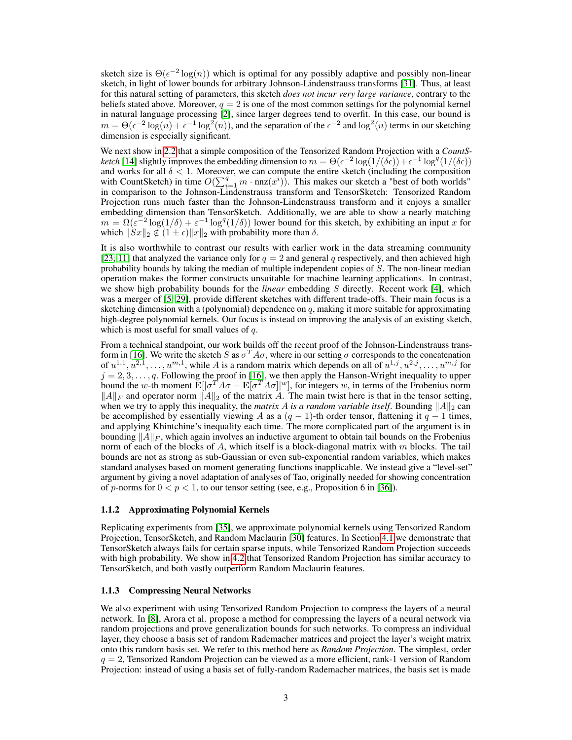sketch size is $\Theta(\epsilon^{-2}\log(n))$ which is optimal for any possibly adaptive and possibly non-linear sketch, in light of lower bounds for arbitrary Johnson-Lindenstrauss transforms [31]. Thus, at least for this natural setting of parameters, this sketch *does not incur very large variance*, contrary to the beliefs stated above. Moreover, $q = 2$ is one of the most common settings for the polynomial kernel in natural language processing [2], since larger degrees tend to overfit. In this case, our bound is $m = \Theta(\epsilon^{-2}\log(n) + \epsilon^{-1}\log^2(n))$, and the separation of the $\epsilon^{-2}$ and $\log^2(n)$ terms in our sketching dimension is especially significant.

We next show in 2.2 that a simple composition of the Tensorized Random Projection with a *CountSketch* [14] slightly improves the embedding dimension to $m = \Theta(\epsilon^{-2}\log(1/(\delta\epsilon)) + \epsilon^{-1}\log^q(1/(\delta\epsilon))$ and works for all $\delta < 1$. Moreover, we can compute the entire sketch (including the composition with CountSketch) in time $O(\sum_{i=1}^{q} m \cdot \text{nnz}(x^i))$. This makes our sketch a "best of both worlds" in comparison to the Johnson-Lindenstrauss transform and TensorSketch: Tensorized Random Projection runs much faster than the Johnson-Lindenstrauss transform and it enjoys a smaller embedding dimension than TensorSketch. Additionally, we are able to show a nearly matching $m = \Omega(\varepsilon^{-2}\log(1/\delta) + \varepsilon^{-1}\log^q(1/\delta))$ lower bound for this sketch, by exhibiting an input $x$ for which $\|Sx\|_2 \notin (1 \pm \epsilon)\|x\|_2$ with probability more than $\delta$.

It is also worthwhile to contrast our results with earlier work in the data streaming community [23, 11] that analyzed the variance only for $q = 2$ and general $q$ respectively, and then achieved high probability bounds by taking the median of multiple independent copies of $S$. The non-linear median operation makes the former constructs unsuitable for machine learning applications. In contrast, we show high probability bounds for the *linear* embedding $S$ directly. Recent work [4], which was a merger of [5, 29], provide different sketches with different trade-offs. Their main focus is a sketching dimension with a (polynomial) dependence on $q$, making it more suitable for approximating high-degree polynomial kernels. Our focus is instead on improving the analysis of an existing sketch, which is most useful for small values of $q$.

From a technical standpoint, our work builds off the recent proof of the Johnson-Lindenstrauss transform in [16]. We write the sketch $S$ as $\sigma^T A \sigma$, where in our setting $\sigma$ corresponds to the concatenation of $u^{1,1}, u^{2,1}, \ldots, u^{m,1}$, while $A$ is a random matrix which depends on all of $u^{1,j}, u^{2,j}, \ldots, u^{m,j}$ for $j = 2, 3, \ldots, q$. Following the proof in [16], we then apply the Hanson-Wright inequality to upper bound the $w$-th moment $\mathbf{E}[|\sigma^T A\sigma - \mathbf{E}[\sigma^T A\sigma]|^w]$, for integers $w$, in terms of the Frobenius norm $\|A\|_F$ and operator norm $\|A\|_2$ of the matrix $A$. The main twist here is that in the tensor setting, when we try to apply this inequality, the *matrix $A$ is a random variable itself*. Bounding $\|A\|_2$ can be accomplished by essentially viewing $A$ as a $(q-1)$-th order tensor, flattening it $q-1$ times, and applying Khintchine's inequality each time. The more complicated part of the argument is in bounding $\|A\|_F$, which again involves an inductive argument to obtain tail bounds on the Frobenius norm of each of the blocks of $A$, which itself is a block-diagonal matrix with $m$ blocks. The tail bounds are not as strong as sub-Gaussian or even sub-exponential random variables, which makes standard analyses based on moment generating functions inapplicable. We instead give a "level-set" argument by giving a novel adaptation of analyses of Tao, originally needed for showing concentration of $p$-norms for $0 < p < 1$, to our tensor setting (see, e.g., Proposition 6 in [36]).

### 1.1.2 Approximating Polynomial Kernels

Replicating experiments from [35], we approximate polynomial kernels using Tensorized Random Projection, TensorSketch, and Random Maclaurin [30] features. In Section 4.1 we demonstrate that TensorSketch always fails for certain sparse inputs, while Tensorized Random Projection succeeds with high probability. We show in 4.2 that Tensorized Random Projection has similar accuracy to TensorSketch, and both vastly outperform Random Maclaurin features.

### 1.1.3 Compressing Neural Networks

We also experiment with using Tensorized Random Projection to compress the layers of a neural network. In [8], Arora et al. propose a method for compressing the layers of a neural network via random projections and prove generalization bounds for such networks. To compress an individual layer, they choose a basis set of random Rademacher matrices and project the layer's weight matrix onto this random basis set. We refer to this method here as *Random Projection*. The simplest, order $q = 2$, Tensorized Random Projection can be viewed as a more efficient, rank-1 version of Random Projection: instead of using a basis set of fully-random Rademacher matrices, the basis set is made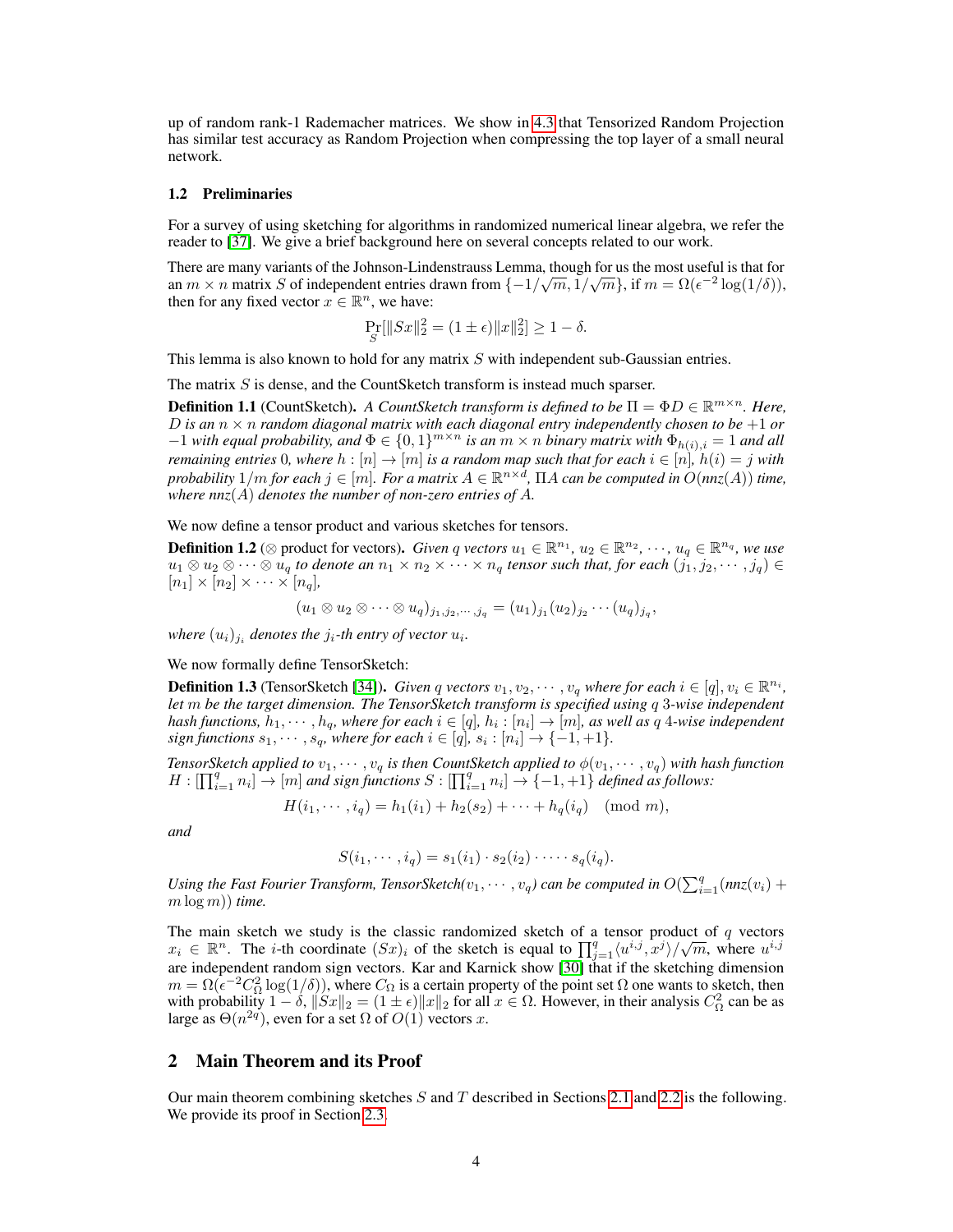up of random rank-1 Rademacher matrices. We show in 4.3 that Tensorized Random Projection has similar test accuracy as Random Projection when compressing the top layer of a small neural network.

### 1.2 Preliminaries

For a survey of using sketching for algorithms in randomized numerical linear algebra, we refer the reader to [37]. We give a brief background here on several concepts related to our work.

There are many variants of the Johnson-Lindenstrauss Lemma, though for us the most useful is that for an $m \times n$ matrix $S$ of independent entries drawn from $\{-1/\sqrt{m}, 1/\sqrt{m}\}$, if $m = \Omega(\epsilon^{-2}\log(1/\delta))$, then for any fixed vector $x \in \mathbb{R}^n$, we have:

$$\Pr_S[\|Sx\|_2^2 = (1 \pm \epsilon)\|x\|_2^2] \geq 1 - \delta.$$

This lemma is also known to hold for any matrix $S$ with independent sub-Gaussian entries.

The matrix $S$ is dense, and the CountSketch transform is instead much sparser.

**Definition 1.1** (CountSketch). *A CountSketch transform is defined to be $\Pi = \Phi D \in \mathbb{R}^{m\times n}$. Here, $D$ is an $n \times n$ random diagonal matrix with each diagonal entry independently chosen to be $+1$ or $-1$ with equal probability, and $\Phi \in \{0, 1\}^{m\times n}$ is an $m \times n$ binary matrix with $\Phi_{h(i),i} = 1$ and all remaining entries $0$, where $h : [n] \to [m]$ is a random map such that for each $i \in [n]$, $h(i) = j$ with probability $1/m$ for each $j \in [m]$. For a matrix $A \in \mathbb{R}^{n\times d}$, $\Pi A$ can be computed in $O(nnz(A))$ time, where $nnz(A)$ denotes the number of non-zero entries of $A$.*

We now define a tensor product and various sketches for tensors.

**Definition 1.2** ($\otimes$ product for vectors). *Given $q$ vectors $u_1 \in \mathbb{R}^{n_1}$, $u_2 \in \mathbb{R}^{n_2}$, $\cdots$, $u_q \in \mathbb{R}^{n_q}$, we use $u_1 \otimes u_2 \otimes \cdots \otimes u_q$ to denote an $n_1 \times n_2 \times \cdots \times n_q$ tensor such that, for each $(j_1, j_2, \cdots, j_q) \in [n_1] \times [n_2] \times \cdots \times [n_q]$,*

$$(u_1 \otimes u_2 \otimes \cdots \otimes u_q)_{j_1,j_2,\cdots,j_q} = (u_1)_{j_1}(u_2)_{j_2}\cdots(u_q)_{j_q},$$

*where $(u_i)_{j_i}$ denotes the $j_i$-th entry of vector $u_i$.*

We now formally define TensorSketch:

**Definition 1.3** (TensorSketch [34]). *Given $q$ vectors $v_1, v_2, \cdots, v_q$ where for each $i \in [q]$, $v_i \in \mathbb{R}^{n_i}$, let $m$ be the target dimension. The TensorSketch transform is specified using $q$ 3-wise independent hash functions, $h_1, \cdots, h_q$, where for each $i \in [q]$, $h_i : [n_i] \to [m]$, as well as $q$ 4-wise independent sign functions $s_1, \cdots, s_q$, where for each $i \in [q]$, $s_i : [n_i] \to \{-1, +1\}$.*

*TensorSketch applied to $v_1, \cdots, v_q$ is then CountSketch applied to $\phi(v_1, \cdots, v_q)$ with hash function $H : [\prod_{i=1}^q n_i] \to [m]$ and sign functions $S : [\prod_{i=1}^q n_i] \to \{-1, +1\}$ defined as follows:*

$$H(i_1, \cdots, i_q) = h_1(i_1) + h_2(s_2) + \cdots + h_q(i_q) \pmod m,$$

*and*

$$S(i_1, \cdots, i_q) = s_1(i_1) \cdot s_2(i_2) \cdot \cdots \cdot s_q(i_q).$$

*Using the Fast Fourier Transform, TensorSketch$(v_1, \cdots, v_q)$ can be computed in $O(\sum_{i=1}^q (nnz(v_i) + m\log m))$ time.*

The main sketch we study is the classic randomized sketch of a tensor product of $q$ vectors $x_i \in \mathbb{R}^n$. The $i$-th coordinate $(Sx)_i$ of the sketch is equal to $\prod_{j=1}^q \langle u^{i,j}, x^j\rangle/\sqrt{m}$, where $u^{i,j}$ are independent random sign vectors. Kar and Karnick show [30] that if the sketching dimension $m = \Omega(\epsilon^{-2}C_\Omega^2 \log(1/\delta))$, where $C_\Omega$ is a certain property of the point set $\Omega$ one wants to sketch, then with probability $1 - \delta$, $\|Sx\|_2 = (1 \pm \epsilon)\|x\|_2$ for all $x \in \Omega$. However, in their analysis $C_\Omega^2$ can be as large as $\Theta(n^{2q})$, even for a set $\Omega$ of $O(1)$ vectors $x$.

## 2 Main Theorem and its Proof

Our main theorem combining sketches $S$ and $T$ described in Sections 2.1 and 2.2 is the following. We provide its proof in Section 2.3.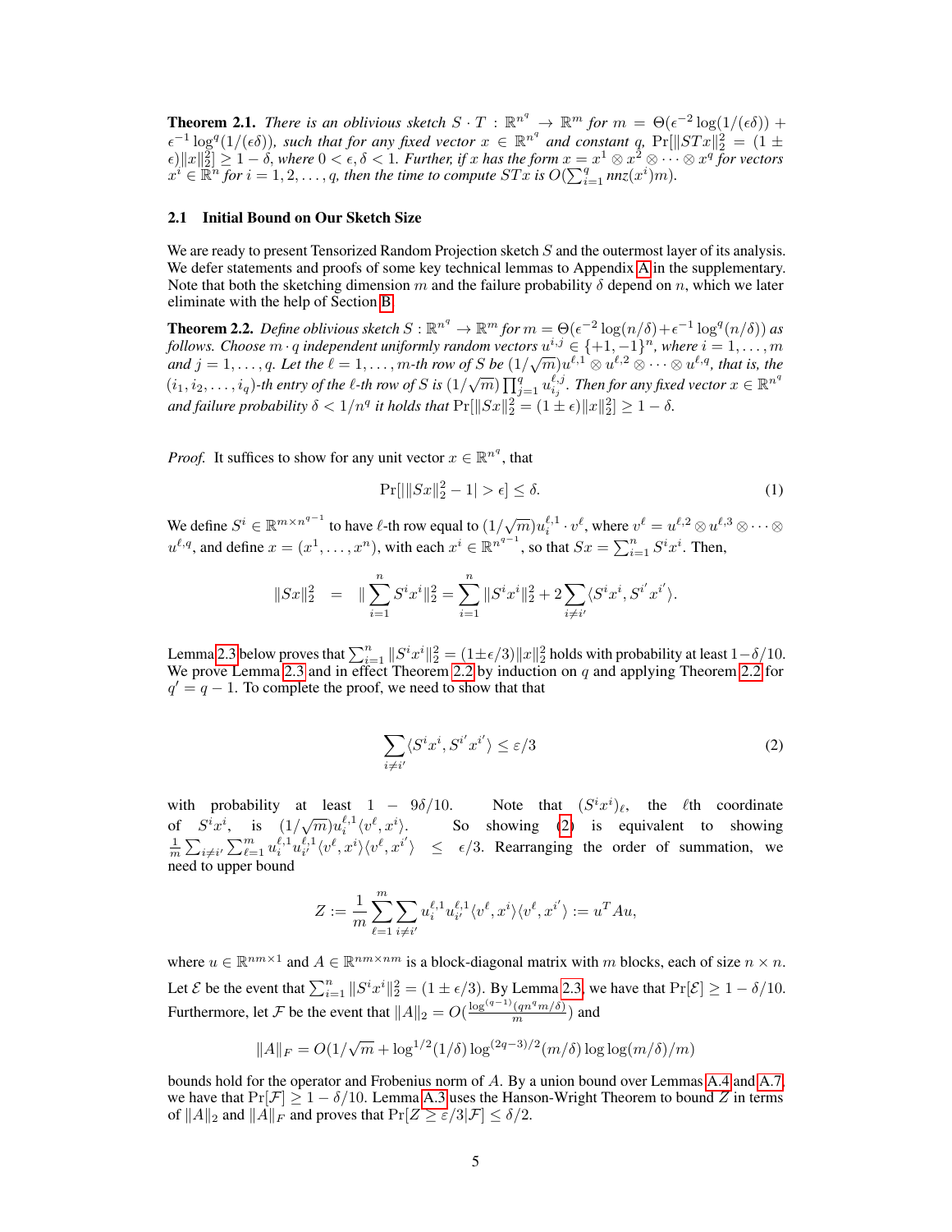**Theorem 2.1.** *There is an oblivious sketch $S \cdot T : \mathbb{R}^{n^q} \to \mathbb{R}^m$ for $m = \Theta(\epsilon^{-2}\log(1/(\epsilon\delta)) + \epsilon^{-1}\log^q(1/(\epsilon\delta))$, such that for any fixed vector $x \in \mathbb{R}^{n^q}$ and constant $q$, $\Pr[\|STx\|_2^2 = (1 \pm \epsilon)\|x\|_2^2] \geq 1 - \delta$, where $0 < \epsilon, \delta < 1$. Further, if $x$ has the form $x = x^1 \otimes x^2 \otimes \cdots \otimes x^q$ for vectors $x^i \in \mathbb{R}^n$ for $i = 1, 2, \ldots, q$, then the time to compute $STx$ is $O(\sum_{i=1}^q nnz(x^i)m)$.*

## 2.1 Initial Bound on Our Sketch Size

We are ready to present Tensorized Random Projection sketch $S$ and the outermost layer of its analysis. We defer statements and proofs of some key technical lemmas to Appendix A in the supplementary. Note that both the sketching dimension $m$ and the failure probability $\delta$ depend on $n$, which we later eliminate with the help of Section B.

**Theorem 2.2.** *Define oblivious sketch $S : \mathbb{R}^{n^q} \to \mathbb{R}^m$ for $m = \Theta(\epsilon^{-2}\log(n/\delta) + \epsilon^{-1}\log^q(n/\delta))$ as follows. Choose $m \cdot q$ independent uniformly random vectors $u^{i,j} \in \{+1, -1\}^n$, where $i = 1, \ldots, m$ and $j = 1, \ldots, q$. Let the $\ell = 1, \ldots, m$-th row of $S$ be $(1/\sqrt{m})u^{\ell,1} \otimes u^{\ell,2} \otimes \cdots \otimes u^{\ell,q}$, that is, the $(i_1, i_2, \ldots, i_q)$-th entry of the $\ell$-th row of $S$ is $(1/\sqrt{m})\prod_{j=1}^q u_{i_j}^{\ell,j}$. Then for any fixed vector $x \in \mathbb{R}^{n^q}$ and failure probability $\delta < 1/n^q$ it holds that $\Pr[\|Sx\|_2^2 = (1 \pm \epsilon)\|x\|_2^2] \geq 1 - \delta$.*

*Proof.* It suffices to show for any unit vector $x \in \mathbb{R}^{n^q}$, that

$$\Pr[|\|Sx\|_2^2 - 1| > \epsilon] \leq \delta. \tag{1}$$

We define $S^i \in \mathbb{R}^{m \times n^{q-1}}$ to have $\ell$-th row equal to $(1/\sqrt{m})u_i^{\ell,1} \cdot v^\ell$, where $v^\ell = u^{\ell,2} \otimes u^{\ell,3} \otimes \cdots \otimes u^{\ell,q}$, and define $x = (x^1, \ldots, x^n)$, with each $x^i \in \mathbb{R}^{n^{q-1}}$, so that $Sx = \sum_{i=1}^n S^i x^i$. Then,

$$\|Sx\|_2^2 = \|\sum_{i=1}^n S^i x^i\|_2^2 = \sum_{i=1}^n \|S^i x^i\|_2^2 + 2\sum_{i \neq i'} \langle S^i x^i, S^{i'} x^{i'} \rangle.$$

Lemma 2.3 below proves that $\sum_{i=1}^n \|S^i x^i\|_2^2 = (1 \pm \epsilon/3)\|x\|_2^2$ holds with probability at least $1 - \delta/10$. We prove Lemma 2.3 and in effect Theorem 2.2 by induction on $q$ and applying Theorem 2.2 for $q' = q - 1$. To complete the proof, we need to show that that

$$\sum_{i \neq i'} \langle S^i x^i, S^{i'} x^{i'} \rangle \leq \varepsilon/3 \tag{2}$$

with probability at least $1 - 9\delta/10$. Note that $(S^i x^i)_\ell$, the $\ell$th coordinate of $S^i x^i$, is $(1/\sqrt{m})u_i^{\ell,1}\langle v^\ell, x^i \rangle$. So showing (2) is equivalent to showing $\frac{1}{m}\sum_{i \neq i'}\sum_{\ell=1}^m u_i^{\ell,1}u_{i'}^{\ell,1}\langle v^\ell, x^i \rangle\langle v^\ell, x^{i'} \rangle \leq \epsilon/3$. Rearranging the order of summation, we need to upper bound

$$Z := \frac{1}{m}\sum_{\ell=1}^m \sum_{i \neq i'} u_i^{\ell,1}u_{i'}^{\ell,1}\langle v^\ell, x^i \rangle\langle v^\ell, x^{i'} \rangle := u^T A u,$$

where $u \in \mathbb{R}^{nm \times 1}$ and $A \in \mathbb{R}^{nm \times nm}$ is a block-diagonal matrix with $m$ blocks, each of size $n \times n$. Let $\mathcal{E}$ be the event that $\sum_{i=1}^n \|S^i x^i\|_2^2 = (1 \pm \epsilon/3)$. By Lemma 2.3, we have that $\Pr[\mathcal{E}] \geq 1 - \delta/10$. Furthermore, let $\mathcal{F}$ be the event that $\|A\|_2 = O(\frac{\log^{(q-1)}(qn^q m/\delta)}{m})$ and

$$\|A\|_F = O(1/\sqrt{m} + \log^{1/2}(1/\delta)\log^{(2q-3)/2}(m/\delta)\log\log(m/\delta)/m)$$

bounds hold for the operator and Frobenius norm of $A$. By a union bound over Lemmas A.4 and A.7, we have that $\Pr[\mathcal{F}] \geq 1 - \delta/10$. Lemma A.3 uses the Hanson-Wright Theorem to bound $Z$ in terms of $\|A\|_2$ and $\|A\|_F$ and proves that $\Pr[Z \geq \varepsilon/3|\mathcal{F}] \leq \delta/2$.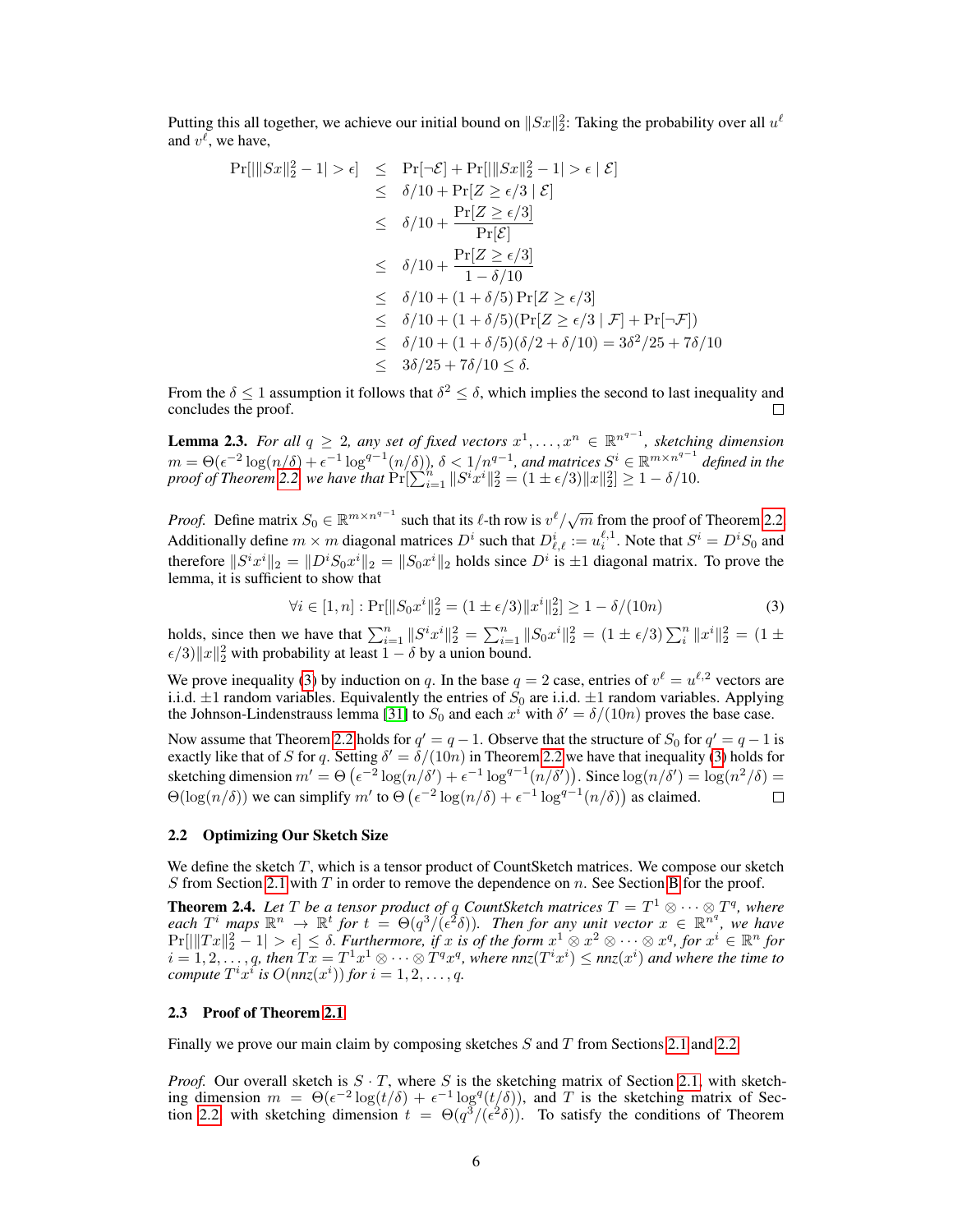Putting this all together, we achieve our initial bound on $\|Sx\|_2^2$: Taking the probability over all $u^\ell$ and $v^\ell$, we have,

$$
\begin{aligned}
\Pr[|\|Sx\|_2^2 - 1| > \epsilon] &\leq \Pr[\neg\mathcal{E}] + \Pr[|\|Sx\|_2^2 - 1| > \epsilon \mid \mathcal{E}] \\
&\leq \delta/10 + \Pr[Z \geq \epsilon/3 \mid \mathcal{E}] \\
&\leq \delta/10 + \frac{\Pr[Z \geq \epsilon/3]}{\Pr[\mathcal{E}]} \\
&\leq \delta/10 + \frac{\Pr[Z \geq \epsilon/3]}{1 - \delta/10} \\
&\leq \delta/10 + (1 + \delta/5)\Pr[Z \geq \epsilon/3] \\
&\leq \delta/10 + (1 + \delta/5)(\Pr[Z \geq \epsilon/3 \mid \mathcal{F}] + \Pr[\neg\mathcal{F}]) \\
&\leq \delta/10 + (1 + \delta/5)(\delta/2 + \delta/10) = 3\delta^2/25 + 7\delta/10 \\
&\leq 3\delta/25 + 7\delta/10 \leq \delta.
\end{aligned}
$$

From the $\delta \leq 1$ assumption it follows that $\delta^2 \leq \delta$, which implies the second to last inequality and concludes the proof. □

**Lemma 2.3.** *For all $q \geq 2$, any set of fixed vectors $x^1, \ldots, x^n \in \mathbb{R}^{n^{q-1}}$, sketching dimension $m = \Theta(\epsilon^{-2}\log(n/\delta) + \epsilon^{-1}\log^{q-1}(n/\delta))$, $\delta < 1/n^{q-1}$, and matrices $S^i \in \mathbb{R}^{m \times n^{q-1}}$ defined in the proof of Theorem 2.2 we have that $\Pr[\sum_{i=1}^n \|S^i x^i\|_2^2 = (1 \pm \epsilon/3)\|x\|_2^2] \geq 1 - \delta/10$.*

*Proof.* Define matrix $S_0 \in \mathbb{R}^{m \times n^{q-1}}$ such that its $\ell$-th row is $v^\ell/\sqrt{m}$ from the proof of Theorem 2.2. Additionally define $m \times m$ diagonal matrices $D^i$ such that $D^i_{\ell,\ell} := u_i^{\ell,1}$. Note that $S^i = D^i S_0$ and therefore $\|S^i x^i\|_2 = \|D^i S_0 x^i\|_2 = \|S_0 x^i\|_2$ holds since $D^i$ is $\pm 1$ diagonal matrix. To prove the lemma, it is sufficient to show that

$$
\forall i \in [1, n] : \Pr[\|S_0 x^i\|_2^2 = (1 \pm \epsilon/3)\|x^i\|_2^2] \geq 1 - \delta/(10n) \tag{3}
$$

holds, since then we have that $\sum_{i=1}^n \|S^i x^i\|_2^2 = \sum_{i=1}^n \|S_0 x^i\|_2^2 = (1 \pm \epsilon/3)\sum_i^n \|x^i\|_2^2 = (1 \pm \epsilon/3)\|x\|_2^2$ with probability at least $1 - \delta$ by a union bound.

We prove inequality (3) by induction on $q$. In the base $q = 2$ case, entries of $v^\ell = u^{\ell,2}$ vectors are i.i.d. $\pm 1$ random variables. Equivalently the entries of $S_0$ are i.i.d. $\pm 1$ random variables. Applying the Johnson-Lindenstrauss lemma [31] to $S_0$ and each $x^i$ with $\delta' = \delta/(10n)$ proves the base case.

Now assume that Theorem 2.2 holds for $q' = q - 1$. Observe that the structure of $S_0$ for $q' = q - 1$ is exactly like that of $S$ for $q$. Setting $\delta' = \delta/(10n)$ in Theorem 2.2 we have that inequality (3) holds for sketching dimension $m' = \Theta\left(\epsilon^{-2}\log(n/\delta') + \epsilon^{-1}\log^{q-1}(n/\delta')\right)$. Since $\log(n/\delta') = \log(n^2/\delta) = \Theta(\log(n/\delta))$ we can simplify $m'$ to $\Theta\left(\epsilon^{-2}\log(n/\delta) + \epsilon^{-1}\log^{q-1}(n/\delta)\right)$ as claimed. □

### 2.2 Optimizing Our Sketch Size

We define the sketch $T$, which is a tensor product of CountSketch matrices. We compose our sketch $S$ from Section 2.1 with $T$ in order to remove the dependence on $n$. See Section B for the proof.

**Theorem 2.4.** *Let $T$ be a tensor product of $q$ CountSketch matrices $T = T^1 \otimes \cdots \otimes T^q$, where each $T^i$ maps $\mathbb{R}^n \to \mathbb{R}^t$ for $t = \Theta(q^3/(\epsilon^2\delta))$. Then for any unit vector $x \in \mathbb{R}^{n^q}$, we have $\Pr[|\|Tx\|_2^2 - 1| > \epsilon] \leq \delta$. Furthermore, if $x$ is of the form $x^1 \otimes x^2 \otimes \cdots \otimes x^q$, for $x^i \in \mathbb{R}^n$ for $i = 1, 2, \ldots, q$, then $Tx = T^1 x^1 \otimes \cdots \otimes T^q x^q$, where $nnz(T^i x^i) \leq nnz(x^i)$ and where the time to compute $T^i x^i$ is $O(nnz(x^i))$ for $i = 1, 2, \ldots, q$.*

### 2.3 Proof of Theorem 2.1

Finally we prove our main claim by composing sketches $S$ and $T$ from Sections 2.1 and 2.2.

*Proof.* Our overall sketch is $S \cdot T$, where $S$ is the sketching matrix of Section 2.1, with sketching dimension $m = \Theta(\epsilon^{-2}\log(t/\delta) + \epsilon^{-1}\log^q(t/\delta))$, and $T$ is the sketching matrix of Section 2.2, with sketching dimension $t = \Theta(q^3/(\epsilon^2\delta))$. To satisfy the conditions of Theorem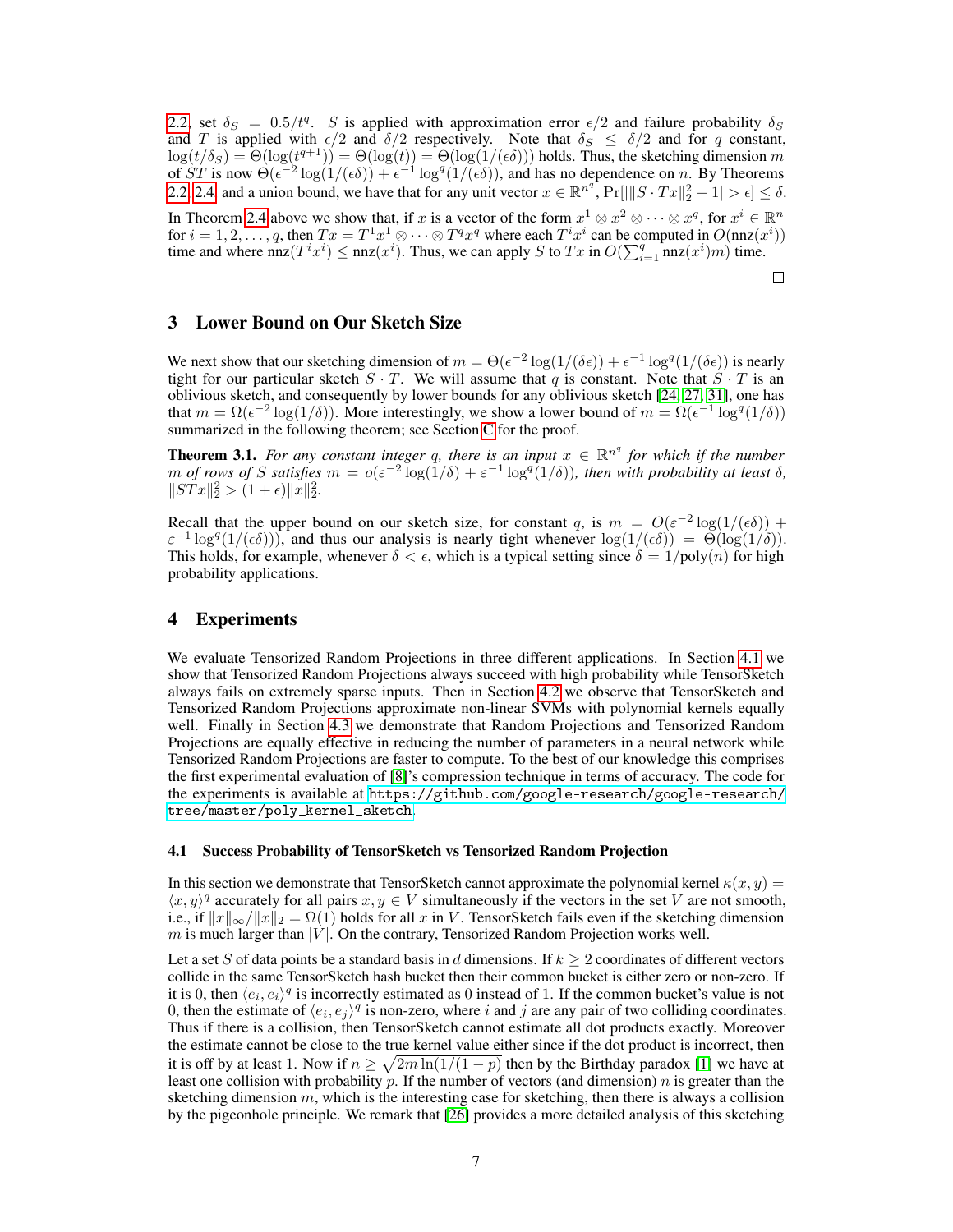2.2, set $\delta_S = 0.5/t^q$. $S$ is applied with approximation error $\epsilon/2$ and failure probability $\delta_S$ and $T$ is applied with $\epsilon/2$ and $\delta/2$ respectively. Note that $\delta_S \leq \delta/2$ and for $q$ constant, $\log(t/\delta_S) = \Theta(\log(t^{q+1})) = \Theta(\log(t)) = \Theta(\log(1/(\epsilon\delta)))$ holds. Thus, the sketching dimension $m$ of $ST$ is now $\Theta(\epsilon^{-2} \log(1/(\epsilon\delta)) + \epsilon^{-1} \log^q(1/(\epsilon\delta))$, and has no dependence on $n$. By Theorems 2.2, 2.4, and a union bound, we have that for any unit vector $x \in \mathbb{R}^{n^q}$, $\Pr[|\|S \cdot Tx\|_2^2 - 1| > \epsilon] \leq \delta$.

In Theorem 2.4 above we show that, if $x$ is a vector of the form $x^1 \otimes x^2 \otimes \cdots \otimes x^q$, for $x^i \in \mathbb{R}^n$ for $i = 1, 2, \ldots, q$, then $Tx = T^1x^1 \otimes \cdots \otimes T^qx^q$ where each $T^ix^i$ can be computed in $O(\text{nnz}(x^i))$ time and where $\text{nnz}(T^ix^i) \leq \text{nnz}(x^i)$. Thus, we can apply $S$ to $Tx$ in $O(\sum_{i=1}^q \text{nnz}(x^i)m)$ time.

□

# 3 Lower Bound on Our Sketch Size

We next show that our sketching dimension of $m = \Theta(\epsilon^{-2} \log(1/(\delta\epsilon)) + \epsilon^{-1} \log^q(1/(\delta\epsilon))$ is nearly tight for our particular sketch $S \cdot T$. We will assume that $q$ is constant. Note that $S \cdot T$ is an oblivious sketch, and consequently by lower bounds for any oblivious sketch [24, 27, 31], one has that $m = \Omega(\epsilon^{-2} \log(1/\delta))$. More interestingly, we show a lower bound of $m = \Omega(\epsilon^{-1} \log^q(1/\delta))$ summarized in the following theorem; see Section C for the proof.

**Theorem 3.1.** *For any constant integer $q$, there is an input $x \in \mathbb{R}^{n^q}$ for which if the number $m$ of rows of $S$ satisfies $m = o(\varepsilon^{-2} \log(1/\delta) + \varepsilon^{-1} \log^q(1/\delta))$, then with probability at least $\delta$, $\|STx\|_2^2 > (1+\epsilon)\|x\|_2^2$.*

Recall that the upper bound on our sketch size, for constant $q$, is $m = O(\varepsilon^{-2} \log(1/(\epsilon\delta)) + \varepsilon^{-1} \log^q(1/(\epsilon\delta)))$, and thus our analysis is nearly tight whenever $\log(1/(\epsilon\delta)) = \Theta(\log(1/\delta))$. This holds, for example, whenever $\delta < \epsilon$, which is a typical setting since $\delta = 1/\text{poly}(n)$ for high probability applications.

# 4 Experiments

We evaluate Tensorized Random Projections in three different applications. In Section 4.1 we show that Tensorized Random Projections always succeed with high probability while TensorSketch always fails on extremely sparse inputs. Then in Section 4.2 we observe that TensorSketch and Tensorized Random Projections approximate non-linear SVMs with polynomial kernels equally well. Finally in Section 4.3 we demonstrate that Random Projections and Tensorized Random Projections are equally effective in reducing the number of parameters in a neural network while Tensorized Random Projections are faster to compute. To the best of our knowledge this comprises the first experimental evaluation of [8]'s compression technique in terms of accuracy. The code for the experiments is available at https://github.com/google-research/google-research/tree/master/poly_kernel_sketch.

## 4.1 Success Probability of TensorSketch vs Tensorized Random Projection

In this section we demonstrate that TensorSketch cannot approximate the polynomial kernel $\kappa(x, y) = \langle x, y\rangle^q$ accurately for all pairs $x, y \in V$ simultaneously if the vectors in the set $V$ are not smooth, i.e., if $\|x\|_\infty/\|x\|_2 = \Omega(1)$ holds for all $x$ in $V$. TensorSketch fails even if the sketching dimension $m$ is much larger than $|V|$. On the contrary, Tensorized Random Projection works well.

Let a set $S$ of data points be a standard basis in $d$ dimensions. If $k \geq 2$ coordinates of different vectors collide in the same TensorSketch hash bucket then their common bucket is either zero or non-zero. If it is 0, then $\langle e_i, e_i\rangle^q$ is incorrectly estimated as 0 instead of 1. If the common bucket's value is not 0, then the estimate of $\langle e_i, e_j\rangle^q$ is non-zero, where $i$ and $j$ are any pair of two colliding coordinates. Thus if there is a collision, then TensorSketch cannot estimate all dot products exactly. Moreover the estimate cannot be close to the true kernel value either since if the dot product is incorrect, then it is off by at least 1. Now if $n \geq \sqrt{2m \ln(1/(1-p)}$ then by the Birthday paradox [1] we have at least one collision with probability $p$. If the number of vectors (and dimension) $n$ is greater than the sketching dimension $m$, which is the interesting case for sketching, then there is always a collision by the pigeonhole principle. We remark that [26] provides a more detailed analysis of this sketching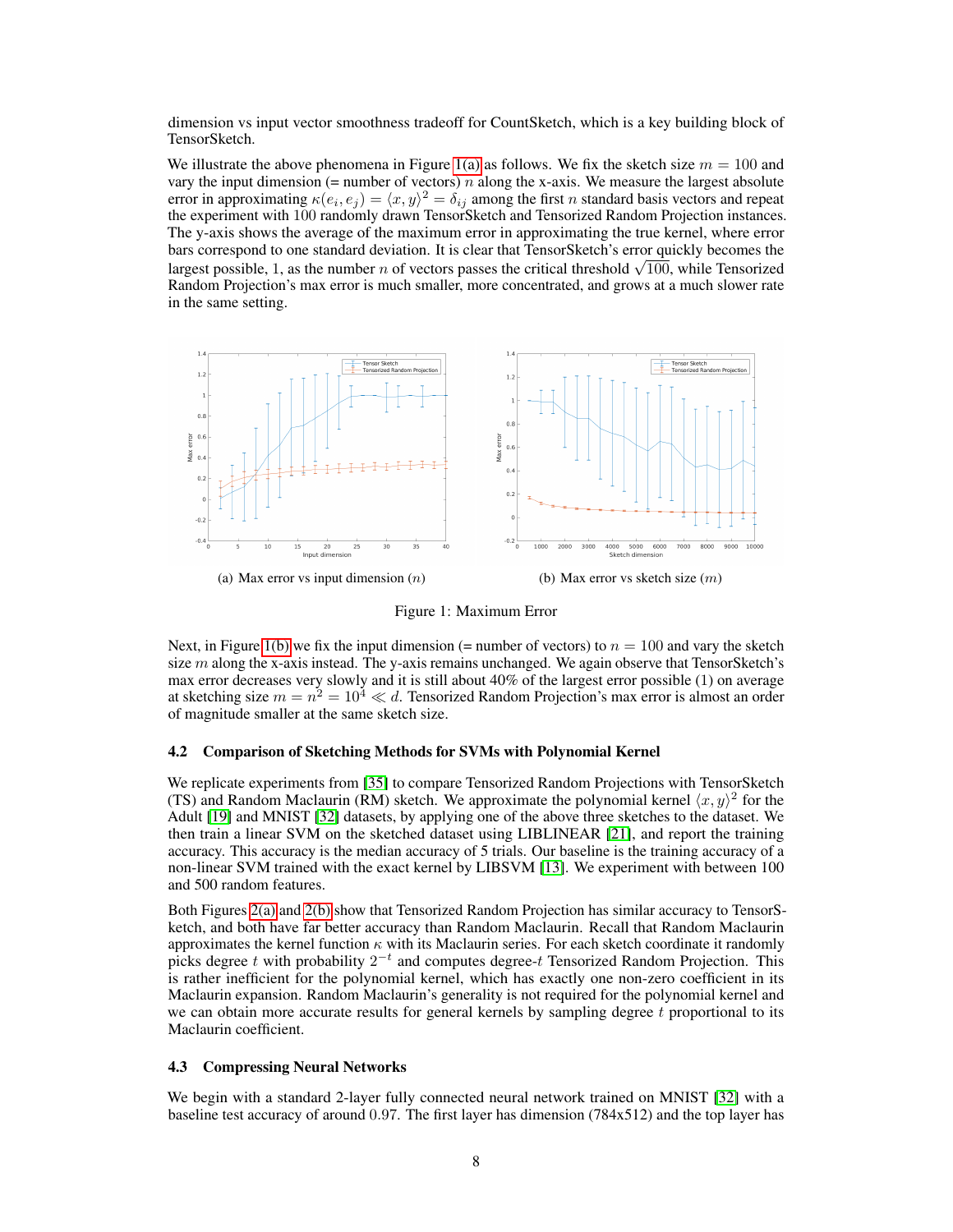dimension vs input vector smoothness tradeoff for CountSketch, which is a key building block of TensorSketch.

We illustrate the above phenomena in Figure 1(a) as follows. We fix the sketch size $m = 100$ and vary the input dimension (= number of vectors) $n$ along the x-axis. We measure the largest absolute error in approximating $\kappa(e_i, e_j) = \langle x, y\rangle^2 = \delta_{ij}$ among the first $n$ standard basis vectors and repeat the experiment with 100 randomly drawn TensorSketch and Tensorized Random Projection instances. The y-axis shows the average of the maximum error in approximating the true kernel, where error bars correspond to one standard deviation. It is clear that TensorSketch's error quickly becomes the largest possible, 1, as the number $n$ of vectors passes the critical threshold $\sqrt{100}$, while Tensorized Random Projection's max error is much smaller, more concentrated, and grows at a much slower rate in the same setting.

(a) Max error vs input dimension ($n$)

(b) Max error vs sketch size ($m$)

Figure 1: Maximum Error

Next, in Figure 1(b) we fix the input dimension (= number of vectors) to $n = 100$ and vary the sketch size $m$ along the x-axis instead. The y-axis remains unchanged. We again observe that TensorSketch's max error decreases very slowly and it is still about 40% of the largest error possible (1) on average at sketching size $m = n^2 = 10^4 \ll d$. Tensorized Random Projection's max error is almost an order of magnitude smaller at the same sketch size.

### 4.2 Comparison of Sketching Methods for SVMs with Polynomial Kernel

We replicate experiments from [35] to compare Tensorized Random Projections with TensorSketch (TS) and Random Maclaurin (RM) sketch. We approximate the polynomial kernel $\langle x, y\rangle^2$ for the Adult [19] and MNIST [32] datasets, by applying one of the above three sketches to the dataset. We then train a linear SVM on the sketched dataset using LIBLINEAR [21], and report the training accuracy. This accuracy is the median accuracy of 5 trials. Our baseline is the training accuracy of a non-linear SVM trained with the exact kernel by LIBSVM [13]. We experiment with between 100 and 500 random features.

Both Figures 2(a) and 2(b) show that Tensorized Random Projection has similar accuracy to TensorSketch, and both have far better accuracy than Random Maclaurin. Recall that Random Maclaurin approximates the kernel function $\kappa$ with its Maclaurin series. For each sketch coordinate it randomly picks degree $t$ with probability $2^{-t}$ and computes degree-$t$ Tensorized Random Projection. This is rather inefficient for the polynomial kernel, which has exactly one non-zero coefficient in its Maclaurin expansion. Random Maclaurin's generality is not required for the polynomial kernel and we can obtain more accurate results for general kernels by sampling degree $t$ proportional to its Maclaurin coefficient.

### 4.3 Compressing Neural Networks

We begin with a standard 2-layer fully connected neural network trained on MNIST [32] with a baseline test accuracy of around 0.97. The first layer has dimension (784x512) and the top layer has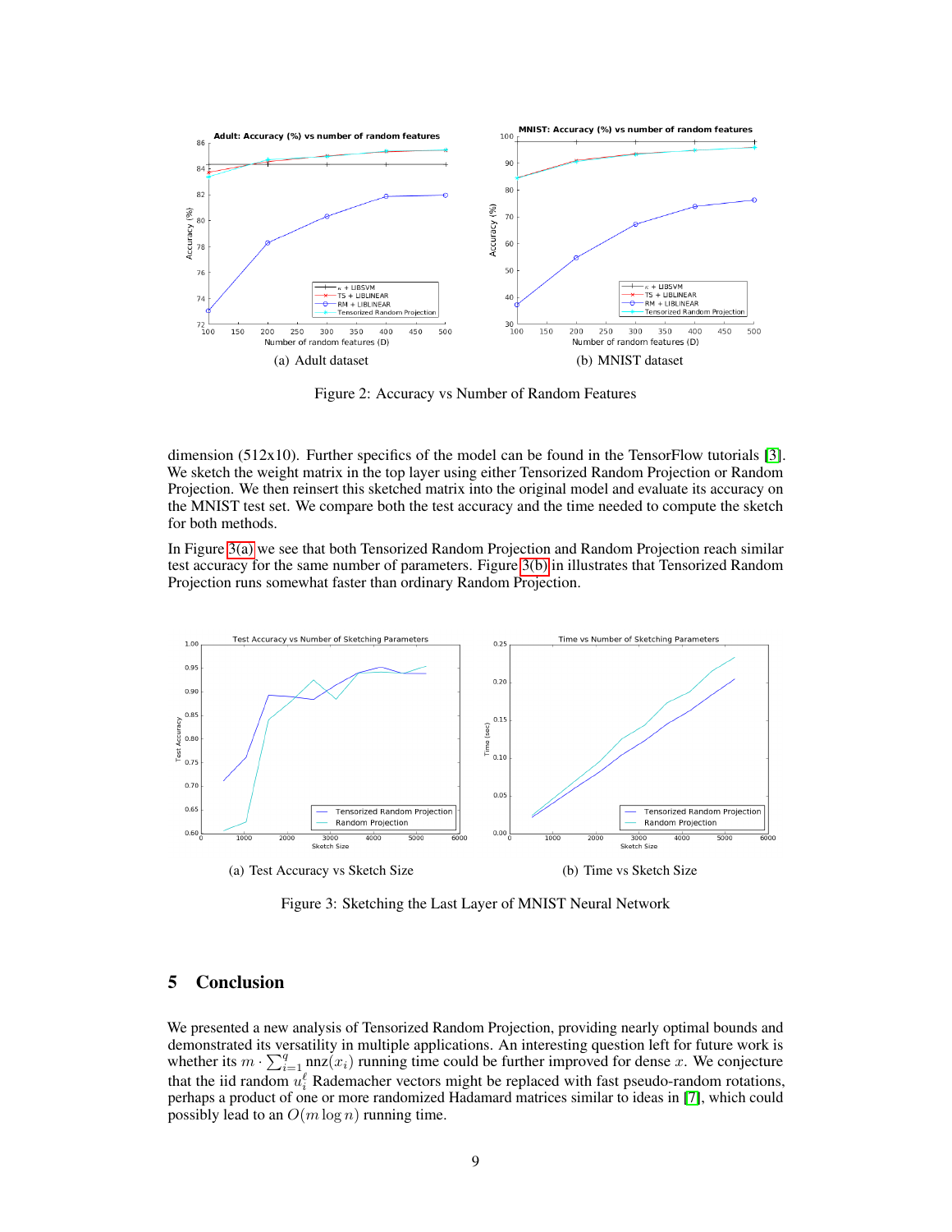(a) Adult dataset

(b) MNIST dataset

Figure 2: Accuracy vs Number of Random Features

dimension (512x10). Further specifics of the model can be found in the TensorFlow tutorials [3]. We sketch the weight matrix in the top layer using either Tensorized Random Projection or Random Projection. We then reinsert this sketched matrix into the original model and evaluate its accuracy on the MNIST test set. We compare both the test accuracy and the time needed to compute the sketch for both methods.

In Figure 3(a) we see that both Tensorized Random Projection and Random Projection reach similar test accuracy for the same number of parameters. Figure 3(b) in illustrates that Tensorized Random Projection runs somewhat faster than ordinary Random Projection.

(a) Test Accuracy vs Sketch Size

(b) Time vs Sketch Size

Figure 3: Sketching the Last Layer of MNIST Neural Network

## 5 Conclusion

We presented a new analysis of Tensorized Random Projection, providing nearly optimal bounds and demonstrated its versatility in multiple applications. An interesting question left for future work is whether its $m \cdot \sum_{i=1}^{q} \text{nnz}(x_i)$ running time could be further improved for dense $x$. We conjecture that the iid random $u_i^\ell$ Rademacher vectors might be replaced with fast pseudo-random rotations, perhaps a product of one or more randomized Hadamard matrices similar to ideas in [7], which could possibly lead to an $O(m \log n)$ running time.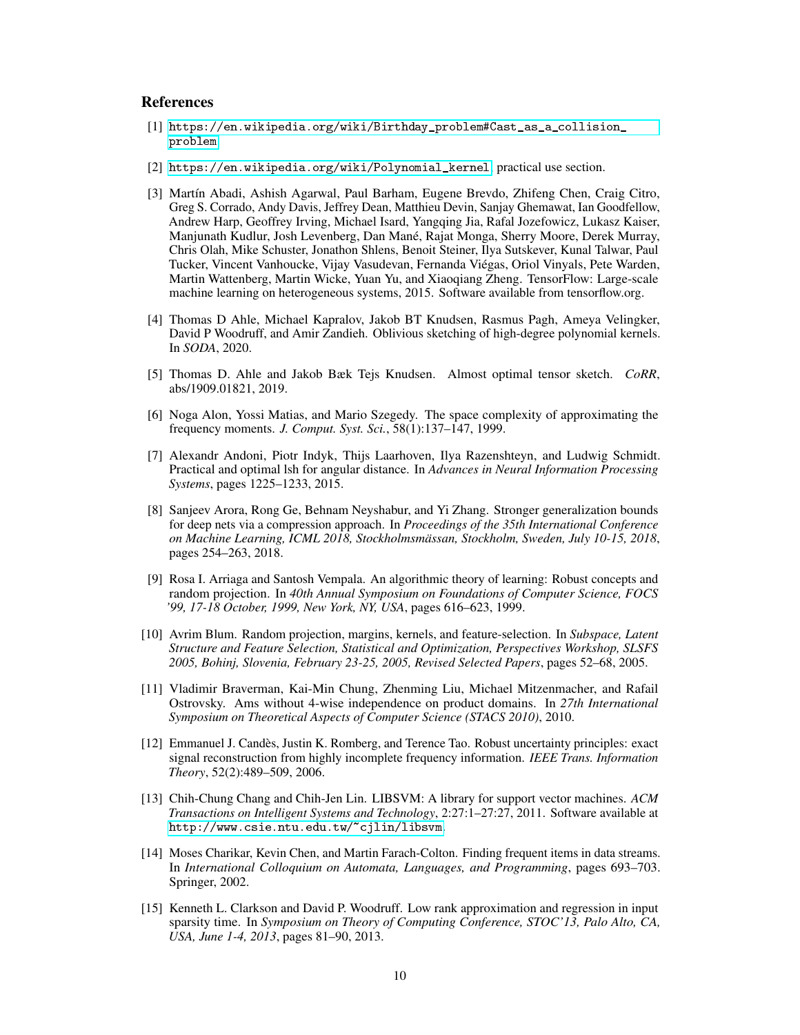## References

[1] https://en.wikipedia.org/wiki/Birthday_problem#Cast_as_a_collision_problem

[2] https://en.wikipedia.org/wiki/Polynomial_kernel practical use section.

[3] Martín Abadi, Ashish Agarwal, Paul Barham, Eugene Brevdo, Zhifeng Chen, Craig Citro, Greg S. Corrado, Andy Davis, Jeffrey Dean, Matthieu Devin, Sanjay Ghemawat, Ian Goodfellow, Andrew Harp, Geoffrey Irving, Michael Isard, Yangqing Jia, Rafal Jozefowicz, Lukasz Kaiser, Manjunath Kudlur, Josh Levenberg, Dan Mané, Rajat Monga, Sherry Moore, Derek Murray, Chris Olah, Mike Schuster, Jonathon Shlens, Benoit Steiner, Ilya Sutskever, Kunal Talwar, Paul Tucker, Vincent Vanhoucke, Vijay Vasudevan, Fernanda Viégas, Oriol Vinyals, Pete Warden, Martin Wattenberg, Martin Wicke, Yuan Yu, and Xiaoqiang Zheng. TensorFlow: Large-scale machine learning on heterogeneous systems, 2015. Software available from tensorflow.org.

[4] Thomas D Ahle, Michael Kapralov, Jakob BT Knudsen, Rasmus Pagh, Ameya Velingker, David P Woodruff, and Amir Zandieh. Oblivious sketching of high-degree polynomial kernels. In *SODA*, 2020.

[5] Thomas D. Ahle and Jakob Bæk Tejs Knudsen. Almost optimal tensor sketch. *CoRR*, abs/1909.01821, 2019.

[6] Noga Alon, Yossi Matias, and Mario Szegedy. The space complexity of approximating the frequency moments. *J. Comput. Syst. Sci.*, 58(1):137–147, 1999.

[7] Alexandr Andoni, Piotr Indyk, Thijs Laarhoven, Ilya Razenshteyn, and Ludwig Schmidt. Practical and optimal lsh for angular distance. In *Advances in Neural Information Processing Systems*, pages 1225–1233, 2015.

[8] Sanjeev Arora, Rong Ge, Behnam Neyshabur, and Yi Zhang. Stronger generalization bounds for deep nets via a compression approach. In *Proceedings of the 35th International Conference on Machine Learning, ICML 2018, Stockholmsmässan, Stockholm, Sweden, July 10-15, 2018*, pages 254–263, 2018.

[9] Rosa I. Arriaga and Santosh Vempala. An algorithmic theory of learning: Robust concepts and random projection. In *40th Annual Symposium on Foundations of Computer Science, FOCS '99, 17-18 October, 1999, New York, NY, USA*, pages 616–623, 1999.

[10] Avrim Blum. Random projection, margins, kernels, and feature-selection. In *Subspace, Latent Structure and Feature Selection, Statistical and Optimization, Perspectives Workshop, SLSFS 2005, Bohinj, Slovenia, February 23-25, 2005, Revised Selected Papers*, pages 52–68, 2005.

[11] Vladimir Braverman, Kai-Min Chung, Zhenming Liu, Michael Mitzenmacher, and Rafail Ostrovsky. Ams without 4-wise independence on product domains. In *27th International Symposium on Theoretical Aspects of Computer Science (STACS 2010)*, 2010.

[12] Emmanuel J. Candès, Justin K. Romberg, and Terence Tao. Robust uncertainty principles: exact signal reconstruction from highly incomplete frequency information. *IEEE Trans. Information Theory*, 52(2):489–509, 2006.

[13] Chih-Chung Chang and Chih-Jen Lin. LIBSVM: A library for support vector machines. *ACM Transactions on Intelligent Systems and Technology*, 2:27:1–27:27, 2011. Software available at http://www.csie.ntu.edu.tw/~cjlin/libsvm.

[14] Moses Charikar, Kevin Chen, and Martin Farach-Colton. Finding frequent items in data streams. In *International Colloquium on Automata, Languages, and Programming*, pages 693–703. Springer, 2002.

[15] Kenneth L. Clarkson and David P. Woodruff. Low rank approximation and regression in input sparsity time. In *Symposium on Theory of Computing Conference, STOC'13, Palo Alto, CA, USA, June 1-4, 2013*, pages 81–90, 2013.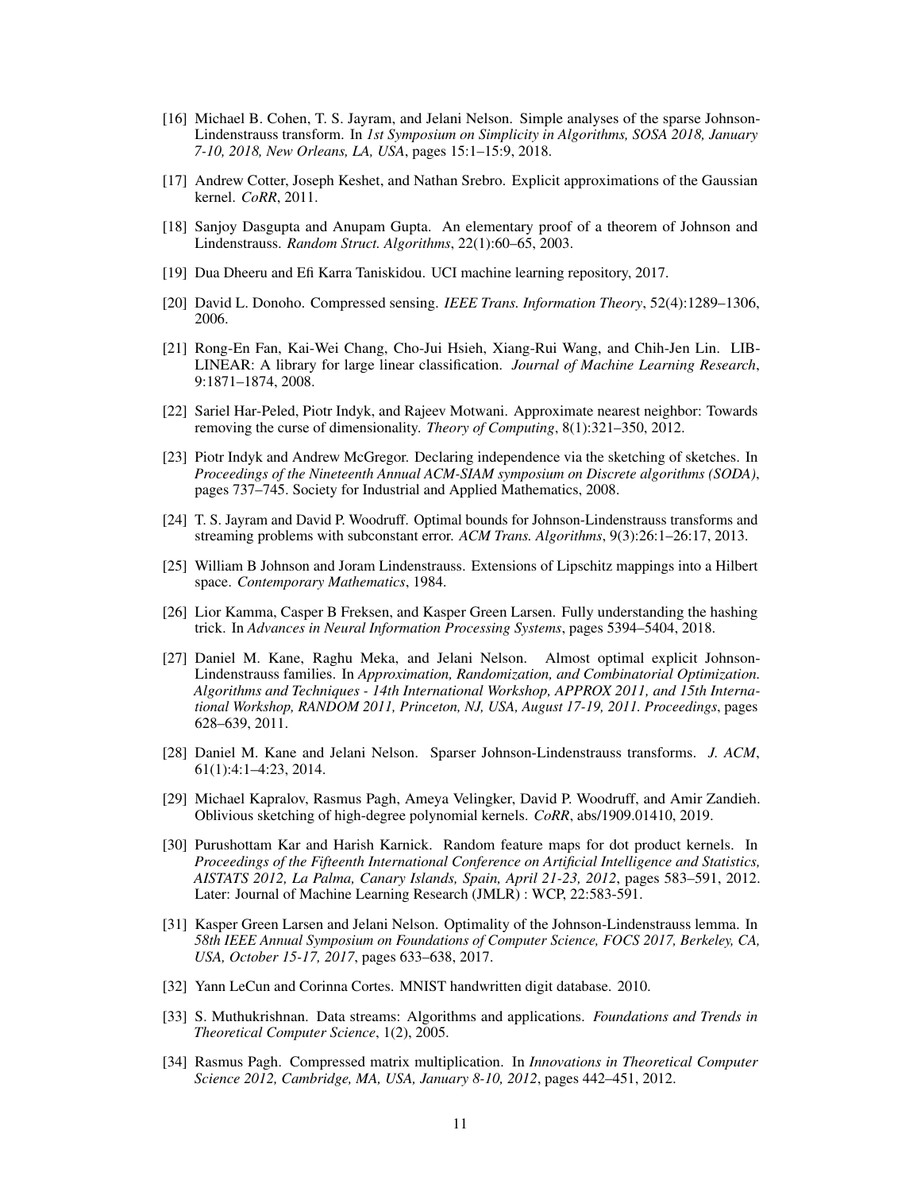[16] Michael B. Cohen, T. S. Jayram, and Jelani Nelson. Simple analyses of the sparse Johnson-Lindenstrauss transform. In *1st Symposium on Simplicity in Algorithms, SOSA 2018, January 7-10, 2018, New Orleans, LA, USA*, pages 15:1–15:9, 2018.

[17] Andrew Cotter, Joseph Keshet, and Nathan Srebro. Explicit approximations of the Gaussian kernel. *CoRR*, 2011.

[18] Sanjoy Dasgupta and Anupam Gupta. An elementary proof of a theorem of Johnson and Lindenstrauss. *Random Struct. Algorithms*, 22(1):60–65, 2003.

[19] Dua Dheeru and Efi Karra Taniskidou. UCI machine learning repository, 2017.

[20] David L. Donoho. Compressed sensing. *IEEE Trans. Information Theory*, 52(4):1289–1306, 2006.

[21] Rong-En Fan, Kai-Wei Chang, Cho-Jui Hsieh, Xiang-Rui Wang, and Chih-Jen Lin. LIBLINEAR: A library for large linear classification. *Journal of Machine Learning Research*, 9:1871–1874, 2008.

[22] Sariel Har-Peled, Piotr Indyk, and Rajeev Motwani. Approximate nearest neighbor: Towards removing the curse of dimensionality. *Theory of Computing*, 8(1):321–350, 2012.

[23] Piotr Indyk and Andrew McGregor. Declaring independence via the sketching of sketches. In *Proceedings of the Nineteenth Annual ACM-SIAM symposium on Discrete algorithms (SODA)*, pages 737–745. Society for Industrial and Applied Mathematics, 2008.

[24] T. S. Jayram and David P. Woodruff. Optimal bounds for Johnson-Lindenstrauss transforms and streaming problems with subconstant error. *ACM Trans. Algorithms*, 9(3):26:1–26:17, 2013.

[25] William B Johnson and Joram Lindenstrauss. Extensions of Lipschitz mappings into a Hilbert space. *Contemporary Mathematics*, 1984.

[26] Lior Kamma, Casper B Freksen, and Kasper Green Larsen. Fully understanding the hashing trick. In *Advances in Neural Information Processing Systems*, pages 5394–5404, 2018.

[27] Daniel M. Kane, Raghu Meka, and Jelani Nelson. Almost optimal explicit Johnson-Lindenstrauss families. In *Approximation, Randomization, and Combinatorial Optimization. Algorithms and Techniques - 14th International Workshop, APPROX 2011, and 15th International Workshop, RANDOM 2011, Princeton, NJ, USA, August 17-19, 2011. Proceedings*, pages 628–639, 2011.

[28] Daniel M. Kane and Jelani Nelson. Sparser Johnson-Lindenstrauss transforms. *J. ACM*, 61(1):4:1–4:23, 2014.

[29] Michael Kapralov, Rasmus Pagh, Ameya Velingker, David P. Woodruff, and Amir Zandieh. Oblivious sketching of high-degree polynomial kernels. *CoRR*, abs/1909.01410, 2019.

[30] Purushottam Kar and Harish Karnick. Random feature maps for dot product kernels. In *Proceedings of the Fifteenth International Conference on Artificial Intelligence and Statistics, AISTATS 2012, La Palma, Canary Islands, Spain, April 21-23, 2012*, pages 583–591, 2012. Later: Journal of Machine Learning Research (JMLR) : WCP, 22:583-591.

[31] Kasper Green Larsen and Jelani Nelson. Optimality of the Johnson-Lindenstrauss lemma. In *58th IEEE Annual Symposium on Foundations of Computer Science, FOCS 2017, Berkeley, CA, USA, October 15-17, 2017*, pages 633–638, 2017.

[32] Yann LeCun and Corinna Cortes. MNIST handwritten digit database. 2010.

[33] S. Muthukrishnan. Data streams: Algorithms and applications. *Foundations and Trends in Theoretical Computer Science*, 1(2), 2005.

[34] Rasmus Pagh. Compressed matrix multiplication. In *Innovations in Theoretical Computer Science 2012, Cambridge, MA, USA, January 8-10, 2012*, pages 442–451, 2012.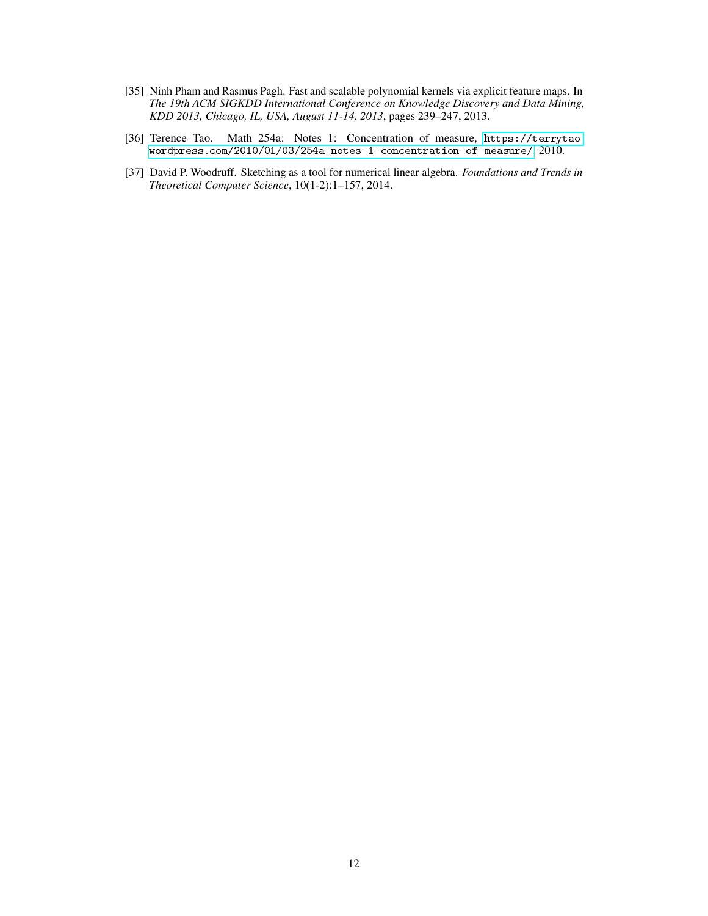[35] Ninh Pham and Rasmus Pagh. Fast and scalable polynomial kernels via explicit feature maps. In *The 19th ACM SIGKDD International Conference on Knowledge Discovery and Data Mining, KDD 2013, Chicago, IL, USA, August 11-14, 2013*, pages 239–247, 2013.

[36] Terence Tao. Math 254a: Notes 1: Concentration of measure, `https://terrytao.wordpress.com/2010/01/03/254a-notes-1-concentration-of-measure/`, 2010.

[37] David P. Woodruff. Sketching as a tool for numerical linear algebra. *Foundations and Trends in Theoretical Computer Science*, 10(1-2):1–157, 2014.